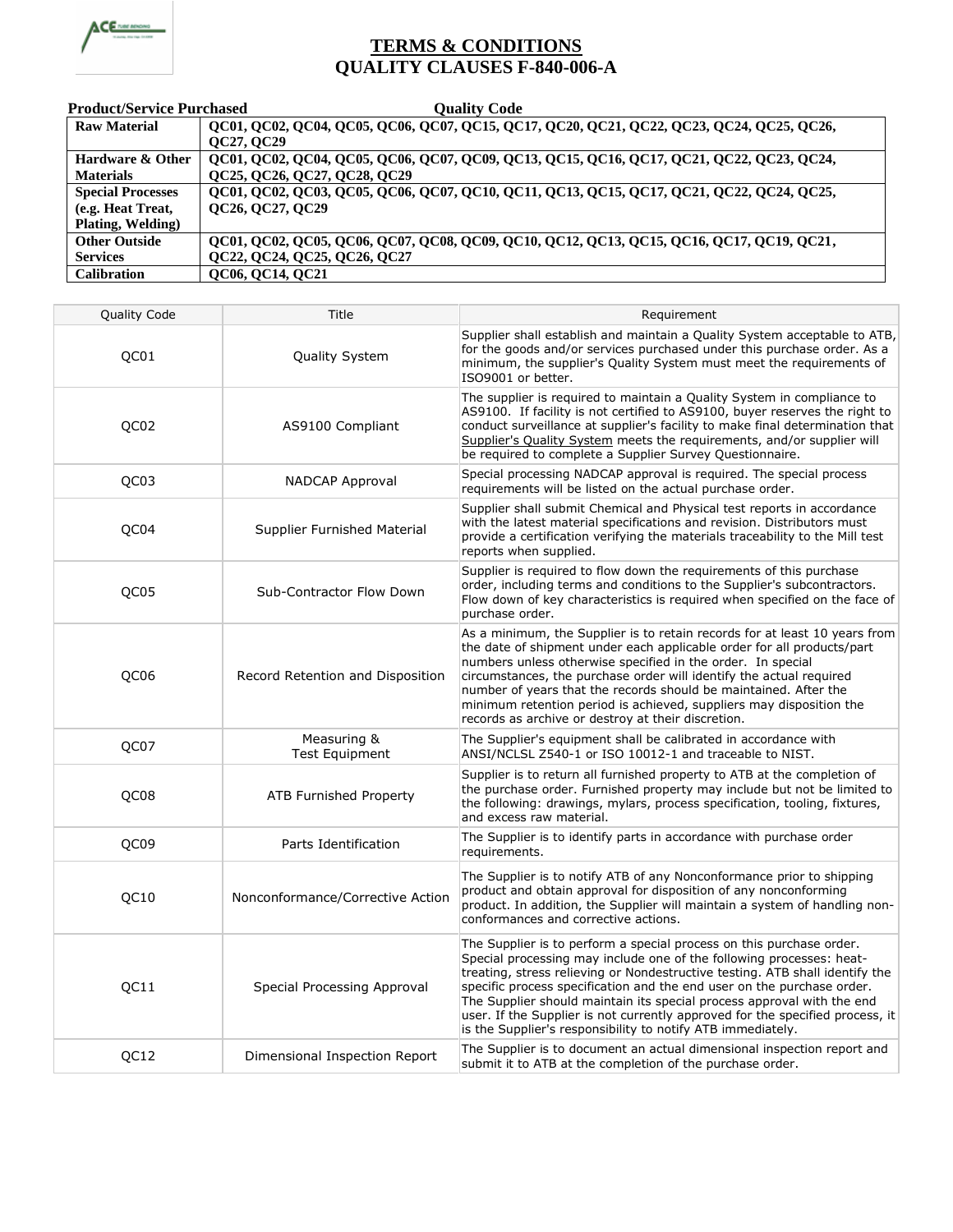# TERMS & CONDITIONS
# QUALITY CLAUSES F-840-006-A

| Product/Service Purchased | Quality Code |
|---|---|
| **Raw Material** | **QC01, QC02, QC04, QC05, QC06, QC07, QC15, QC17, QC20, QC21, QC22, QC23, QC24, QC25, QC26, QC27, QC29** |
| **Hardware & Other Materials** | **QC01, QC02, QC04, QC05, QC06, QC07, QC09, QC13, QC15, QC16, QC17, QC21, QC22, QC23, QC24, QC25, QC26, QC27, QC28, QC29** |
| **Special Processes (e.g. Heat Treat, Plating, Welding)** | **QC01, QC02, QC03, QC05, QC06, QC07, QC10, QC11, QC13, QC15, QC17, QC21, QC22, QC24, QC25, QC26, QC27, QC29** |
| **Other Outside Services** | **QC01, QC02, QC05, QC06, QC07, QC08, QC09, QC10, QC12, QC13, QC15, QC16, QC17, QC19, QC21, QC22, QC24, QC25, QC26, QC27** |
| **Calibration** | **QC06, QC14, QC21** |

| Quality Code | Title | Requirement |
|---|---|---|
| QC01 | Quality System | Supplier shall establish and maintain a Quality System acceptable to ATB, for the goods and/or services purchased under this purchase order. As a minimum, the supplier's Quality System must meet the requirements of ISO9001 or better. |
| QC02 | AS9100 Compliant | The supplier is required to maintain a Quality System in compliance to AS9100. If facility is not certified to AS9100, buyer reserves the right to conduct surveillance at supplier's facility to make final determination that Supplier's Quality System meets the requirements, and/or supplier will be required to complete a Supplier Survey Questionnaire. |
| QC03 | NADCAP Approval | Special processing NADCAP approval is required. The special process requirements will be listed on the actual purchase order. |
| QC04 | Supplier Furnished Material | Supplier shall submit Chemical and Physical test reports in accordance with the latest material specifications and revision. Distributors must provide a certification verifying the materials traceability to the Mill test reports when supplied. |
| QC05 | Sub-Contractor Flow Down | Supplier is required to flow down the requirements of this purchase order, including terms and conditions to the Supplier's subcontractors. Flow down of key characteristics is required when specified on the face of purchase order. |
| QC06 | Record Retention and Disposition | As a minimum, the Supplier is to retain records for at least 10 years from the date of shipment under each applicable order for all products/part numbers unless otherwise specified in the order. In special circumstances, the purchase order will identify the actual required number of years that the records should be maintained. After the minimum retention period is achieved, suppliers may disposition the records as archive or destroy at their discretion. |
| QC07 | Measuring & Test Equipment | The Supplier's equipment shall be calibrated in accordance with ANSI/NCLSL Z540-1 or ISO 10012-1 and traceable to NIST. |
| QC08 | ATB Furnished Property | Supplier is to return all furnished property to ATB at the completion of the purchase order. Furnished property may include but not be limited to the following: drawings, mylars, process specification, tooling, fixtures, and excess raw material. |
| QC09 | Parts Identification | The Supplier is to identify parts in accordance with purchase order requirements. |
| QC10 | Nonconformance/Corrective Action | The Supplier is to notify ATB of any Nonconformance prior to shipping product and obtain approval for disposition of any nonconforming product. In addition, the Supplier will maintain a system of handling non-conformances and corrective actions. |
| QC11 | Special Processing Approval | The Supplier is to perform a special process on this purchase order. Special processing may include one of the following processes: heat-treating, stress relieving or Nondestructive testing. ATB shall identify the specific process specification and the end user on the purchase order. The Supplier should maintain its special process approval with the end user. If the Supplier is not currently approved for the specified process, it is the Supplier's responsibility to notify ATB immediately. |
| QC12 | Dimensional Inspection Report | The Supplier is to document an actual dimensional inspection report and submit it to ATB at the completion of the purchase order. |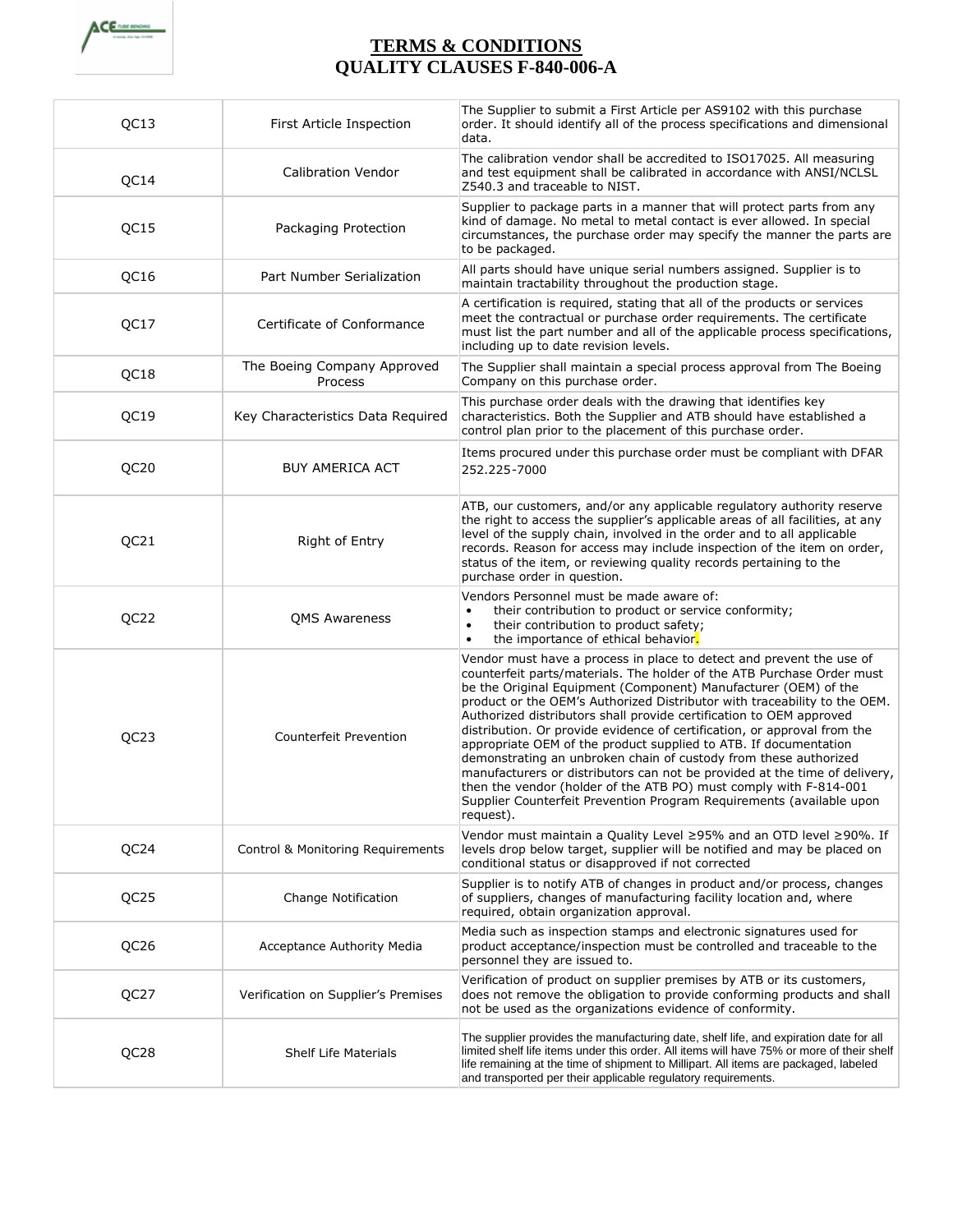# TERMS & CONDITIONS
# QUALITY CLAUSES F-840-006-A

| | | |
|---|---|---|
| QC13 | First Article Inspection | The Supplier to submit a First Article per AS9102 with this purchase order. It should identify all of the process specifications and dimensional data. |
| QC14 | Calibration Vendor | The calibration vendor shall be accredited to ISO17025. All measuring and test equipment shall be calibrated in accordance with ANSI/NCLSL Z540.3 and traceable to NIST. |
| QC15 | Packaging Protection | Supplier to package parts in a manner that will protect parts from any kind of damage. No metal to metal contact is ever allowed. In special circumstances, the purchase order may specify the manner the parts are to be packaged. |
| QC16 | Part Number Serialization | All parts should have unique serial numbers assigned. Supplier is to maintain tractability throughout the production stage. |
| QC17 | Certificate of Conformance | A certification is required, stating that all of the products or services meet the contractual or purchase order requirements. The certificate must list the part number and all of the applicable process specifications, including up to date revision levels. |
| QC18 | The Boeing Company Approved Process | The Supplier shall maintain a special process approval from The Boeing Company on this purchase order. |
| QC19 | Key Characteristics Data Required | This purchase order deals with the drawing that identifies key characteristics. Both the Supplier and ATB should have established a control plan prior to the placement of this purchase order. |
| QC20 | BUY AMERICA ACT | Items procured under this purchase order must be compliant with DFAR 252.225-7000 |
| QC21 | Right of Entry | ATB, our customers, and/or any applicable regulatory authority reserve the right to access the supplier's applicable areas of all facilities, at any level of the supply chain, involved in the order and to all applicable records. Reason for access may include inspection of the item on order, status of the item, or reviewing quality records pertaining to the purchase order in question. |
| QC22 | QMS Awareness | Vendors Personnel must be made aware of: • their contribution to product or service conformity; • their contribution to product safety; • the importance of ethical behavior. |
| QC23 | Counterfeit Prevention | Vendor must have a process in place to detect and prevent the use of counterfeit parts/materials. The holder of the ATB Purchase Order must be the Original Equipment (Component) Manufacturer (OEM) of the product or the OEM's Authorized Distributor with traceability to the OEM. Authorized distributors shall provide certification to OEM approved distribution. Or provide evidence of certification, or approval from the appropriate OEM of the product supplied to ATB. If documentation demonstrating an unbroken chain of custody from these authorized manufacturers or distributors can not be provided at the time of delivery, then the vendor (holder of the ATB PO) must comply with F-814-001 Supplier Counterfeit Prevention Program Requirements (available upon request). |
| QC24 | Control & Monitoring Requirements | Vendor must maintain a Quality Level ≥95% and an OTD level ≥90%. If levels drop below target, supplier will be notified and may be placed on conditional status or disapproved if not corrected |
| QC25 | Change Notification | Supplier is to notify ATB of changes in product and/or process, changes of suppliers, changes of manufacturing facility location and, where required, obtain organization approval. |
| QC26 | Acceptance Authority Media | Media such as inspection stamps and electronic signatures used for product acceptance/inspection must be controlled and traceable to the personnel they are issued to. |
| QC27 | Verification on Supplier's Premises | Verification of product on supplier premises by ATB or its customers, does not remove the obligation to provide conforming products and shall not be used as the organizations evidence of conformity. |
| QC28 | Shelf Life Materials | The supplier provides the manufacturing date, shelf life, and expiration date for all limited shelf life items under this order. All items will have 75% or more of their shelf life remaining at the time of shipment to Millipart. All items are packaged, labeled and transported per their applicable regulatory requirements. |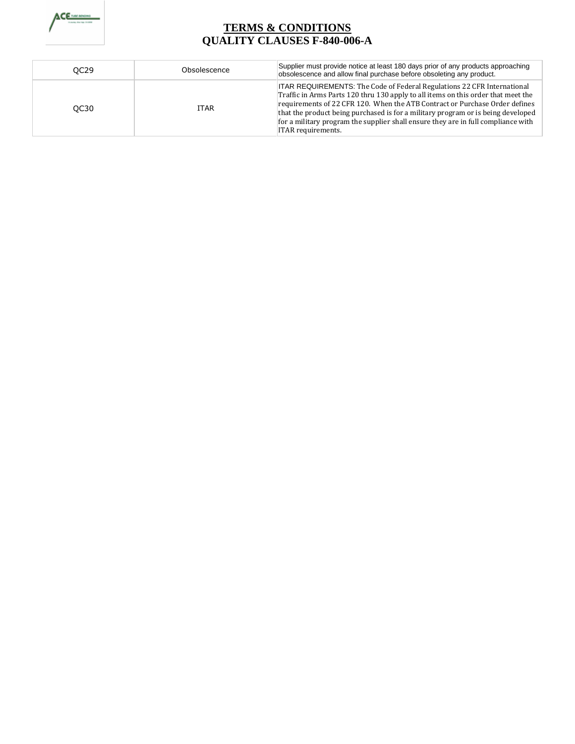# TERMS & CONDITIONS
## QUALITY CLAUSES F-840-006-A

| | | |
|---|---|---|
| QC29 | Obsolescence | Supplier must provide notice at least 180 days prior of any products approaching obsolescence and allow final purchase before obsoleting any product. |
| QC30 | ITAR | ITAR REQUIREMENTS: The Code of Federal Regulations 22 CFR International Traffic in Arms Parts 120 thru 130 apply to all items on this order that meet the requirements of 22 CFR 120. When the ATB Contract or Purchase Order defines that the product being purchased is for a military program or is being developed for a military program the supplier shall ensure they are in full compliance with ITAR requirements. |